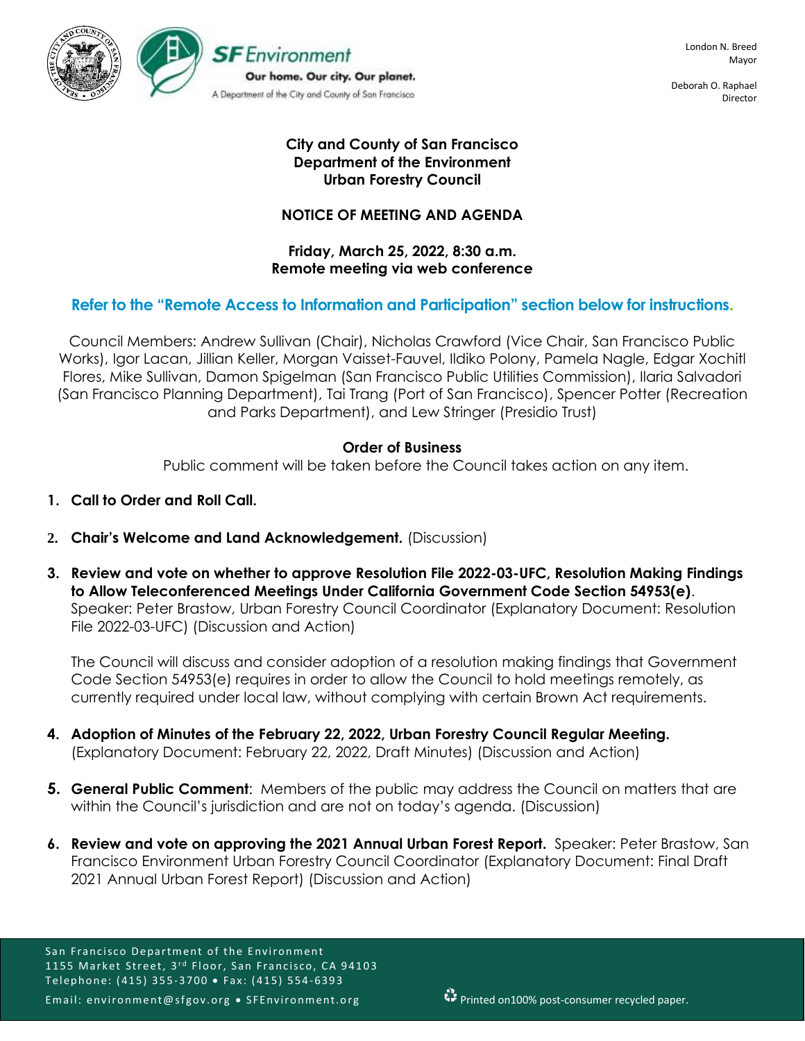SF Environment
Our home. Our city. Our planet.
A Department of the City and County of San Francisco

London N. Breed
Mayor

Deborah O. Raphael
Director

# City and County of San Francisco
# Department of the Environment
# Urban Forestry Council

## NOTICE OF MEETING AND AGENDA

**Friday, March 25, 2022, 8:30 a.m.**
**Remote meeting via web conference**

**Refer to the "Remote Access to Information and Participation" section below for instructions.**

Council Members: Andrew Sullivan (Chair), Nicholas Crawford (Vice Chair, San Francisco Public Works), Igor Lacan, Jillian Keller, Morgan Vaisset-Fauvel, Ildiko Polony, Pamela Nagle, Edgar Xochitl Flores, Mike Sullivan, Damon Spigelman (San Francisco Public Utilities Commission), Ilaria Salvadori (San Francisco Planning Department), Tai Trang (Port of San Francisco), Spencer Potter (Recreation and Parks Department), and Lew Stringer (Presidio Trust)

### Order of Business

Public comment will be taken before the Council takes action on any item.

1. **Call to Order and Roll Call.**

2. **Chair's Welcome and Land Acknowledgement.** (Discussion)

3. **Review and vote on whether to approve Resolution File 2022-03-UFC, Resolution Making Findings to Allow Teleconferenced Meetings Under California Government Code Section 54953(e)**. Speaker: Peter Brastow, Urban Forestry Council Coordinator (Explanatory Document: Resolution File 2022-03-UFC) (Discussion and Action)

   The Council will discuss and consider adoption of a resolution making findings that Government Code Section 54953(e) requires in order to allow the Council to hold meetings remotely, as currently required under local law, without complying with certain Brown Act requirements.

4. **Adoption of Minutes of the February 22, 2022, Urban Forestry Council Regular Meeting.** (Explanatory Document: February 22, 2022, Draft Minutes) (Discussion and Action)

5. **General Public Comment**: Members of the public may address the Council on matters that are within the Council's jurisdiction and are not on today's agenda. (Discussion)

6. **Review and vote on approving the 2021 Annual Urban Forest Report.** Speaker: Peter Brastow, San Francisco Environment Urban Forestry Council Coordinator (Explanatory Document: Final Draft 2021 Annual Urban Forest Report) (Discussion and Action)

San Francisco Department of the Environment
1155 Market Street, 3rd Floor, San Francisco, CA 94103
Telephone: (415) 355-3700 • Fax: (415) 554-6393
Email: environment@sfgov.org • SFEnvironment.org

Printed on100% post-consumer recycled paper.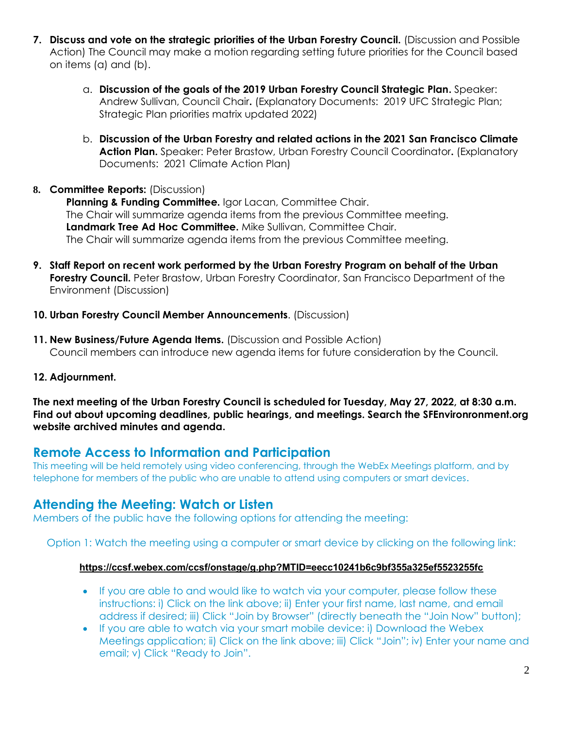7. **Discuss and vote on the strategic priorities of the Urban Forestry Council.** (Discussion and Possible Action) The Council may make a motion regarding setting future priorities for the Council based on items (a) and (b).

    a. **Discussion of the goals of the 2019 Urban Forestry Council Strategic Plan.** Speaker: Andrew Sullivan, Council Chair**.** (Explanatory Documents: 2019 UFC Strategic Plan; Strategic Plan priorities matrix updated 2022)

    b. **Discussion of the Urban Forestry and related actions in the 2021 San Francisco Climate Action Plan.** Speaker: Peter Brastow, Urban Forestry Council Coordinator**.** (Explanatory Documents: 2021 Climate Action Plan)

8. **Committee Reports:** (Discussion)
    **Planning & Funding Committee.** Igor Lacan, Committee Chair.
    The Chair will summarize agenda items from the previous Committee meeting.
    **Landmark Tree Ad Hoc Committee.** Mike Sullivan, Committee Chair.
    The Chair will summarize agenda items from the previous Committee meeting.

9. **Staff Report on recent work performed by the Urban Forestry Program on behalf of the Urban Forestry Council.** Peter Brastow, Urban Forestry Coordinator, San Francisco Department of the Environment (Discussion)

10. **Urban Forestry Council Member Announcements**. (Discussion)

11. **New Business/Future Agenda Items.** (Discussion and Possible Action)
    Council members can introduce new agenda items for future consideration by the Council.

12. **Adjournment.**

**The next meeting of the Urban Forestry Council is scheduled for Tuesday, May 27, 2022, at 8:30 a.m. Find out about upcoming deadlines, public hearings, and meetings. Search the SFEnvironronment.org website archived minutes and agenda.**

## Remote Access to Information and Participation

This meeting will be held remotely using video conferencing, through the WebEx Meetings platform, and by telephone for members of the public who are unable to attend using computers or smart devices.

## Attending the Meeting: Watch or Listen

Members of the public have the following options for attending the meeting:

Option 1: Watch the meeting using a computer or smart device by clicking on the following link:

**https://ccsf.webex.com/ccsf/onstage/g.php?MTID=eecc10241b6c9bf355a325ef5523255fc**

- If you are able to and would like to watch via your computer, please follow these instructions: i) Click on the link above; ii) Enter your first name, last name, and email address if desired; iii) Click "Join by Browser" (directly beneath the "Join Now" button);
- If you are able to watch via your smart mobile device: i) Download the Webex Meetings application; ii) Click on the link above; iii) Click "Join"; iv) Enter your name and email; v) Click "Ready to Join".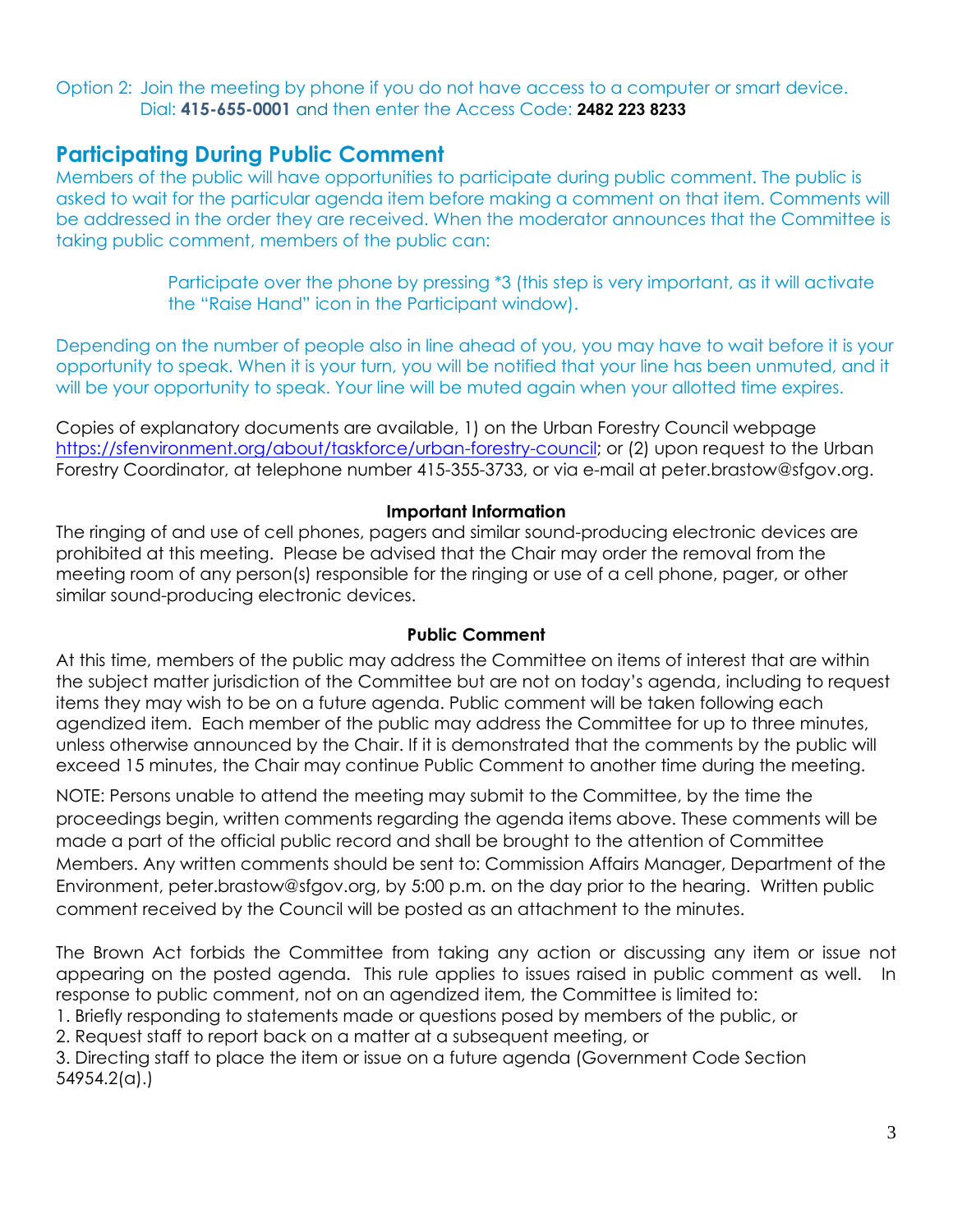Option 2: Join the meeting by phone if you do not have access to a computer or smart device.
Dial: **415-655-0001** and then enter the Access Code: **2482 223 8233**

## Participating During Public Comment

Members of the public will have opportunities to participate during public comment. The public is asked to wait for the particular agenda item before making a comment on that item. Comments will be addressed in the order they are received. When the moderator announces that the Committee is taking public comment, members of the public can:

> Participate over the phone by pressing *3 (this step is very important, as it will activate the "Raise Hand" icon in the Participant window).

Depending on the number of people also in line ahead of you, you may have to wait before it is your opportunity to speak. When it is your turn, you will be notified that your line has been unmuted, and it will be your opportunity to speak. Your line will be muted again when your allotted time expires.

Copies of explanatory documents are available, 1) on the Urban Forestry Council webpage https://sfenvironment.org/about/taskforce/urban-forestry-council; or (2) upon request to the Urban Forestry Coordinator, at telephone number 415-355-3733, or via e-mail at peter.brastow@sfgov.org.

**Important Information**

The ringing of and use of cell phones, pagers and similar sound-producing electronic devices are prohibited at this meeting. Please be advised that the Chair may order the removal from the meeting room of any person(s) responsible for the ringing or use of a cell phone, pager, or other similar sound-producing electronic devices.

**Public Comment**

At this time, members of the public may address the Committee on items of interest that are within the subject matter jurisdiction of the Committee but are not on today's agenda, including to request items they may wish to be on a future agenda. Public comment will be taken following each agendized item. Each member of the public may address the Committee for up to three minutes, unless otherwise announced by the Chair. If it is demonstrated that the comments by the public will exceed 15 minutes, the Chair may continue Public Comment to another time during the meeting.

NOTE: Persons unable to attend the meeting may submit to the Committee, by the time the proceedings begin, written comments regarding the agenda items above. These comments will be made a part of the official public record and shall be brought to the attention of Committee Members. Any written comments should be sent to: Commission Affairs Manager, Department of the Environment, peter.brastow@sfgov.org, by 5:00 p.m. on the day prior to the hearing. Written public comment received by the Council will be posted as an attachment to the minutes.

The Brown Act forbids the Committee from taking any action or discussing any item or issue not appearing on the posted agenda. This rule applies to issues raised in public comment as well. In response to public comment, not on an agendized item, the Committee is limited to:

1. Briefly responding to statements made or questions posed by members of the public, or
2. Request staff to report back on a matter at a subsequent meeting, or
3. Directing staff to place the item or issue on a future agenda (Government Code Section 54954.2(a).)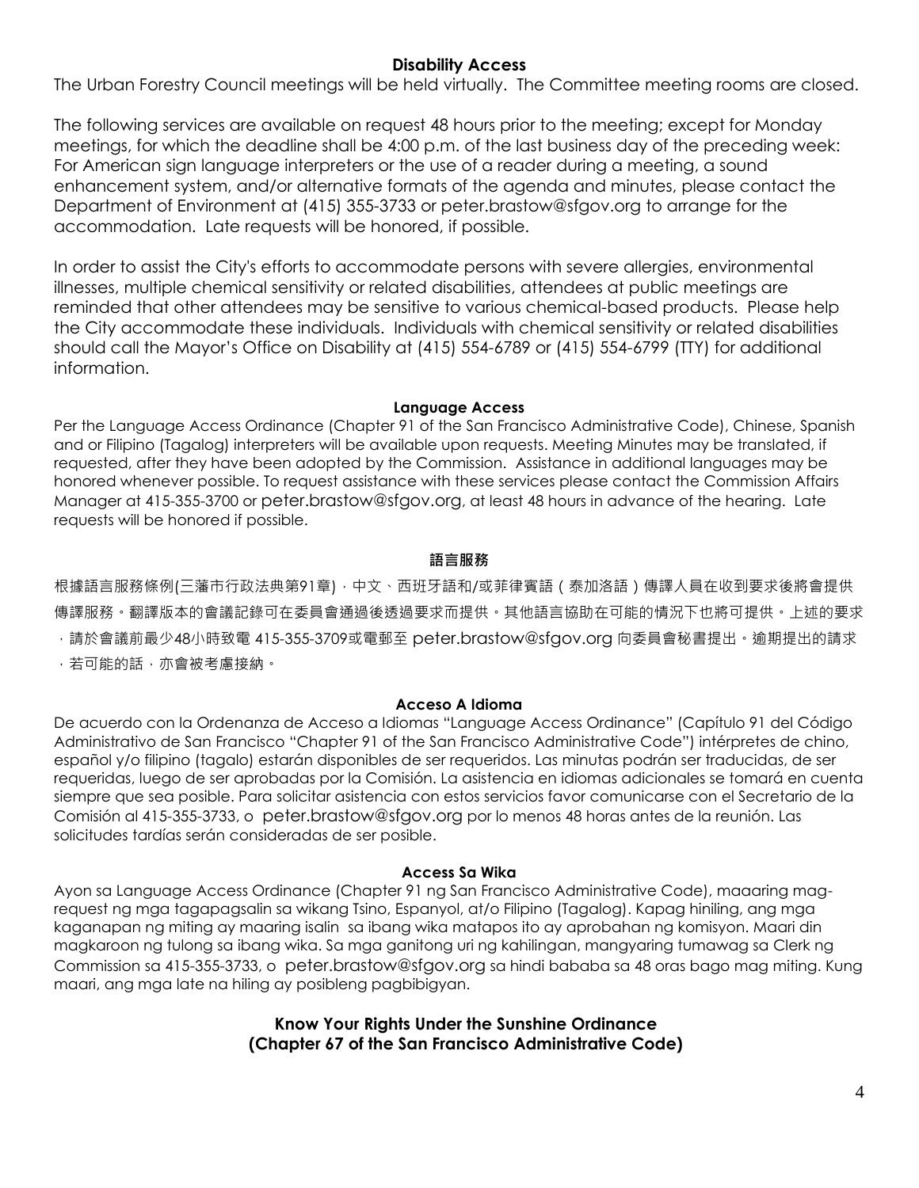## Disability Access

The Urban Forestry Council meetings will be held virtually. The Committee meeting rooms are closed.

The following services are available on request 48 hours prior to the meeting; except for Monday meetings, for which the deadline shall be 4:00 p.m. of the last business day of the preceding week: For American sign language interpreters or the use of a reader during a meeting, a sound enhancement system, and/or alternative formats of the agenda and minutes, please contact the Department of Environment at (415) 355-3733 or peter.brastow@sfgov.org to arrange for the accommodation. Late requests will be honored, if possible.

In order to assist the City's efforts to accommodate persons with severe allergies, environmental illnesses, multiple chemical sensitivity or related disabilities, attendees at public meetings are reminded that other attendees may be sensitive to various chemical-based products. Please help the City accommodate these individuals. Individuals with chemical sensitivity or related disabilities should call the Mayor's Office on Disability at (415) 554-6789 or (415) 554-6799 (TTY) for additional information.

## Language Access

Per the Language Access Ordinance (Chapter 91 of the San Francisco Administrative Code), Chinese, Spanish and or Filipino (Tagalog) interpreters will be available upon requests. Meeting Minutes may be translated, if requested, after they have been adopted by the Commission. Assistance in additional languages may be honored whenever possible. To request assistance with these services please contact the Commission Affairs Manager at 415-355-3700 or peter.brastow@sfgov.org, at least 48 hours in advance of the hearing. Late requests will be honored if possible.

## 語言服務

根據語言服務條例(三藩市行政法典第91章)，中文、西班牙語和/或菲律賓語（泰加洛語）傳譯人員在收到要求後將會提供傳譯服務。翻譯版本的會議記錄可在委員會通過後透過要求而提供。其他語言協助在可能的情況下也將可提供。上述的要求，請於會議前最少48小時致電 415-355-3709或電郵至 peter.brastow@sfgov.org 向委員會秘書提出。逾期提出的請求，若可能的話，亦會被考慮接納。

## Acceso A Idioma

De acuerdo con la Ordenanza de Acceso a Idiomas "Language Access Ordinance" (Capítulo 91 del Código Administrativo de San Francisco "Chapter 91 of the San Francisco Administrative Code") intérpretes de chino, español y/o filipino (tagalo) estarán disponibles de ser requeridos. Las minutas podrán ser traducidas, de ser requeridas, luego de ser aprobadas por la Comisión. La asistencia en idiomas adicionales se tomará en cuenta siempre que sea posible. Para solicitar asistencia con estos servicios favor comunicarse con el Secretario de la Comisión al 415-355-3733, o peter.brastow@sfgov.org por lo menos 48 horas antes de la reunión. Las solicitudes tardías serán consideradas de ser posible.

## Access Sa Wika

Ayon sa Language Access Ordinance (Chapter 91 ng San Francisco Administrative Code), maaaring mag-request ng mga tagapagsalin sa wikang Tsino, Espanyol, at/o Filipino (Tagalog). Kapag hiniling, ang mga kaganapan ng miting ay maaring isalin sa ibang wika matapos ito ay aprobahan ng komisyon. Maari din magkaroon ng tulong sa ibang wika. Sa mga ganitong uri ng kahilingan, mangyaring tumawag sa Clerk ng Commission sa 415-355-3733, o peter.brastow@sfgov.org sa hindi bababa sa 48 oras bago mag miting. Kung maari, ang mga late na hiling ay posibleng pagbibigyan.

## Know Your Rights Under the Sunshine Ordinance (Chapter 67 of the San Francisco Administrative Code)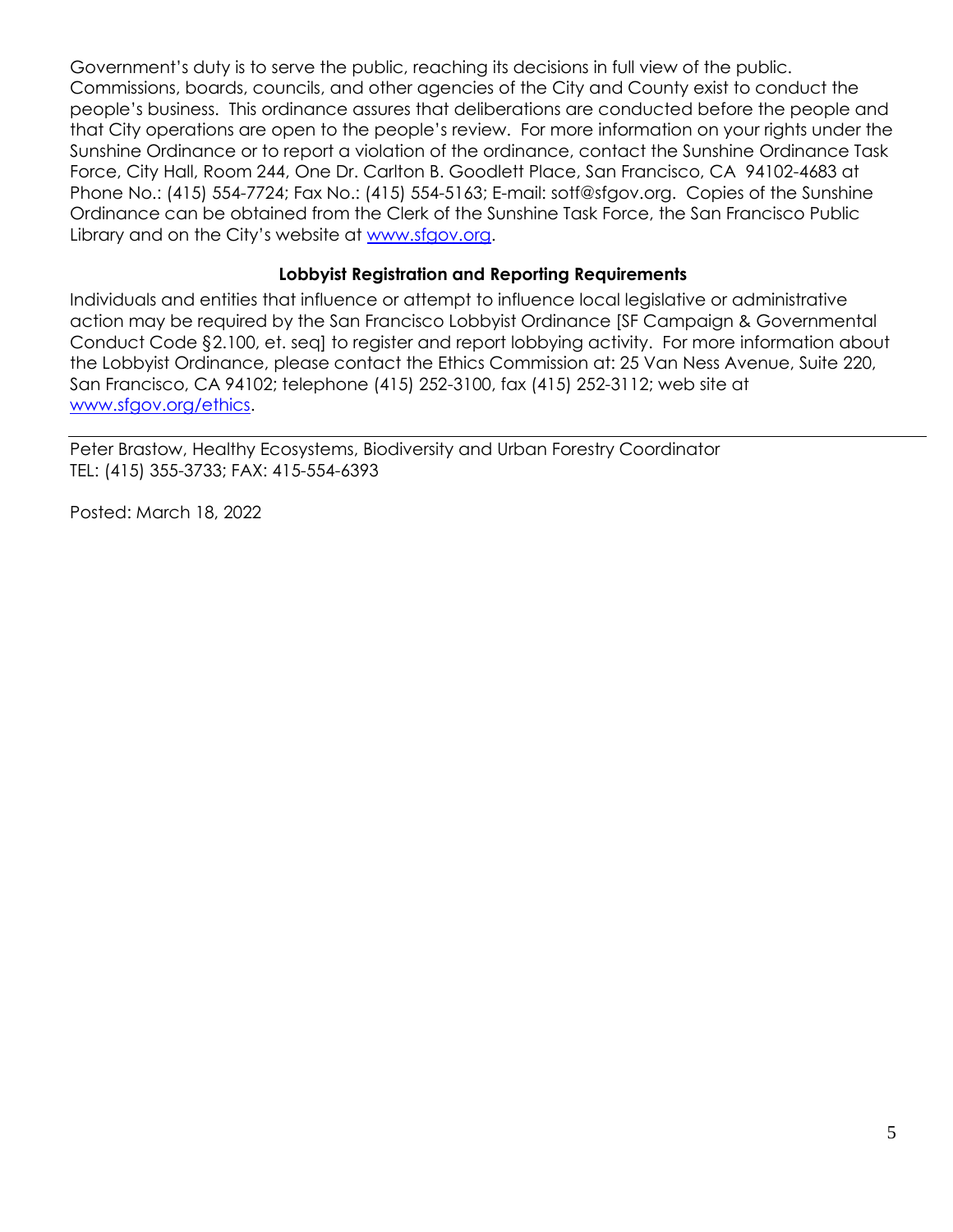Government's duty is to serve the public, reaching its decisions in full view of the public. Commissions, boards, councils, and other agencies of the City and County exist to conduct the people's business. This ordinance assures that deliberations are conducted before the people and that City operations are open to the people's review. For more information on your rights under the Sunshine Ordinance or to report a violation of the ordinance, contact the Sunshine Ordinance Task Force, City Hall, Room 244, One Dr. Carlton B. Goodlett Place, San Francisco, CA 94102-4683 at Phone No.: (415) 554-7724; Fax No.: (415) 554-5163; E-mail: sotf@sfgov.org. Copies of the Sunshine Ordinance can be obtained from the Clerk of the Sunshine Task Force, the San Francisco Public Library and on the City's website at [www.sfgov.org](http://www.sfgov.org).

### Lobbyist Registration and Reporting Requirements

Individuals and entities that influence or attempt to influence local legislative or administrative action may be required by the San Francisco Lobbyist Ordinance [SF Campaign & Governmental Conduct Code §2.100, et. seq] to register and report lobbying activity. For more information about the Lobbyist Ordinance, please contact the Ethics Commission at: 25 Van Ness Avenue, Suite 220, San Francisco, CA 94102; telephone (415) 252-3100, fax (415) 252-3112; web site at [www.sfgov.org/ethics](http://www.sfgov.org/ethics).

---

Peter Brastow, Healthy Ecosystems, Biodiversity and Urban Forestry Coordinator
TEL: (415) 355-3733; FAX: 415-554-6393

Posted: March 18, 2022